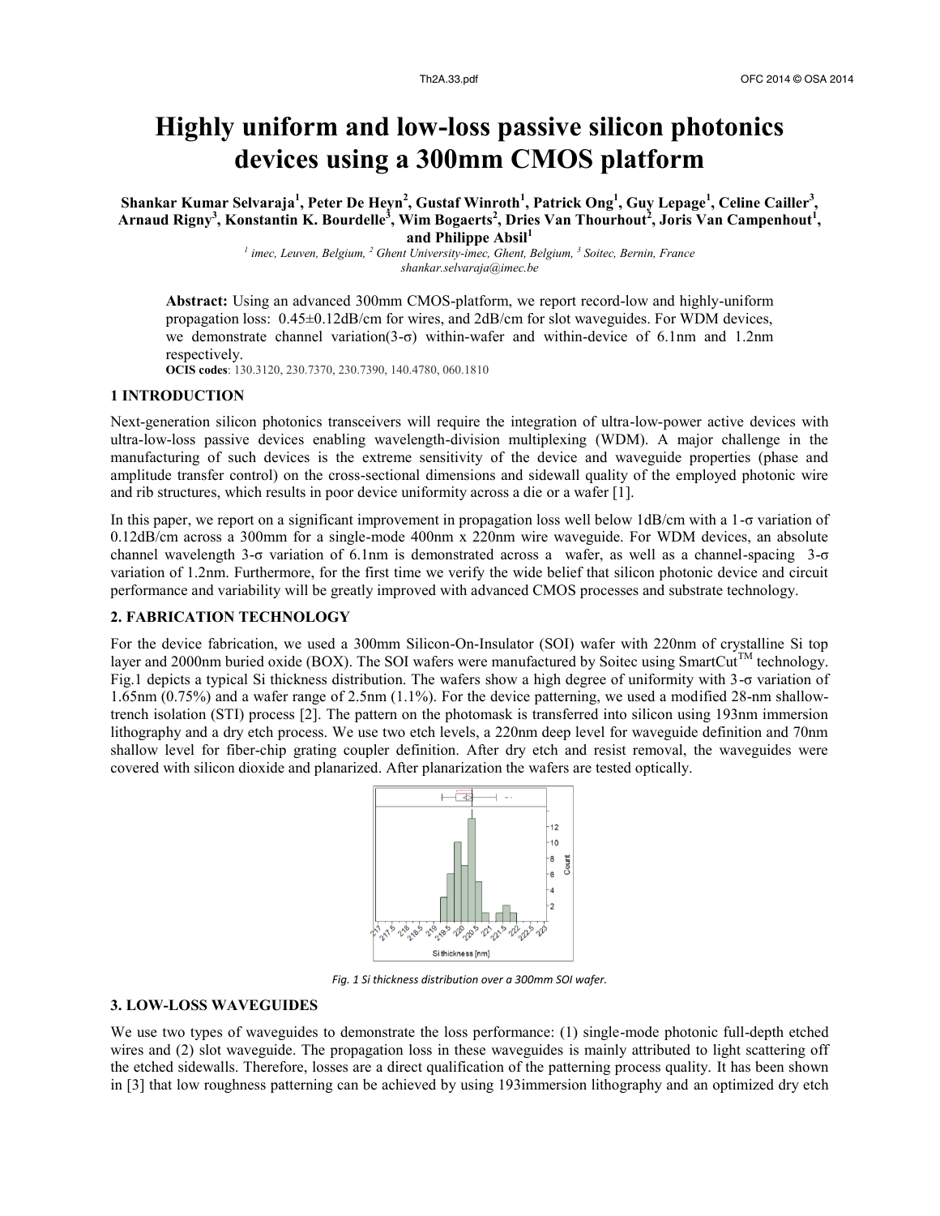# Highly uniform and low-loss passive silicon photonics devices using a 300mm CMOS platform

**Shankar Kumar Selvaraja[1], Peter De Heyn[2], Gustaf Winroth[1], Patrick Ong[1], Guy Lepage[1], Celine Caillier[3], Arnaud Rigny[3], Konstantin K. Bourdelle[3], Wim Bogaerts[2], Dries Van Thourhout[2], Joris Van Campenhout[1], and Philippe Absil[1]**

[1] imec, Leuven, Belgium, [2] Ghent University-imec, Ghent, Belgium, [3] Soitec, Bernin, France
shankar.selvaraja@imec.be

**Abstract:** Using an advanced 300mm CMOS-platform, we report record-low and highly-uniform propagation loss: 0.45±0.12dB/cm for wires, and 2dB/cm for slot waveguides. For WDM devices, we demonstrate channel variation(3-σ) within-wafer and within-device of 6.1nm and 1.2nm respectively.

**OCIS codes**: 130.3120, 230.7370, 230.7390, 140.4780, 060.1810

## 1 INTRODUCTION

Next-generation silicon photonics transceivers will require the integration of ultra-low-power active devices with ultra-low-loss passive devices enabling wavelength-division multiplexing (WDM). A major challenge in the manufacturing of such devices is the extreme sensitivity of the device and waveguide properties (phase and amplitude transfer control) on the cross-sectional dimensions and sidewall quality of the employed photonic wire and rib structures, which results in poor device uniformity across a die or a wafer [1].

In this paper, we report on a significant improvement in propagation loss well below 1dB/cm with a 1-σ variation of 0.12dB/cm across a 300mm for a single-mode 400nm x 220nm wire waveguide. For WDM devices, an absolute channel wavelength 3-σ variation of 6.1nm is demonstrated across a wafer, as well as a channel-spacing 3-σ variation of 1.2nm. Furthermore, for the first time we verify the wide belief that silicon photonic device and circuit performance and variability will be greatly improved with advanced CMOS processes and substrate technology.

## 2. FABRICATION TECHNOLOGY

For the device fabrication, we used a 300mm Silicon-On-Insulator (SOI) wafer with 220nm of crystalline Si top layer and 2000nm buried oxide (BOX). The SOI wafers were manufactured by Soitec using SmartCut$^{TM}$ technology. Fig.1 depicts a typical Si thickness distribution. The wafers show a high degree of uniformity with 3-σ variation of 1.65nm (0.75%) and a wafer range of 2.5nm (1.1%). For the device patterning, we used a modified 28-nm shallow-trench isolation (STI) process [2]. The pattern on the photomask is transferred into silicon using 193nm immersion lithography and a dry etch process. We use two etch levels, a 220nm deep level for waveguide definition and 70nm shallow level for fiber-chip grating coupler definition. After dry etch and resist removal, the waveguides were covered with silicon dioxide and planarized. After planarization the wafers are tested optically.

*Fig. 1 Si thickness distribution over a 300mm SOI wafer.*

## 3. LOW-LOSS WAVEGUIDES

We use two types of waveguides to demonstrate the loss performance: (1) single-mode photonic full-depth etched wires and (2) slot waveguide. The propagation loss in these waveguides is mainly attributed to light scattering off the etched sidewalls. Therefore, losses are a direct qualification of the patterning process quality. It has been shown in [3] that low roughness patterning can be achieved by using 193immersion lithography and an optimized dry etch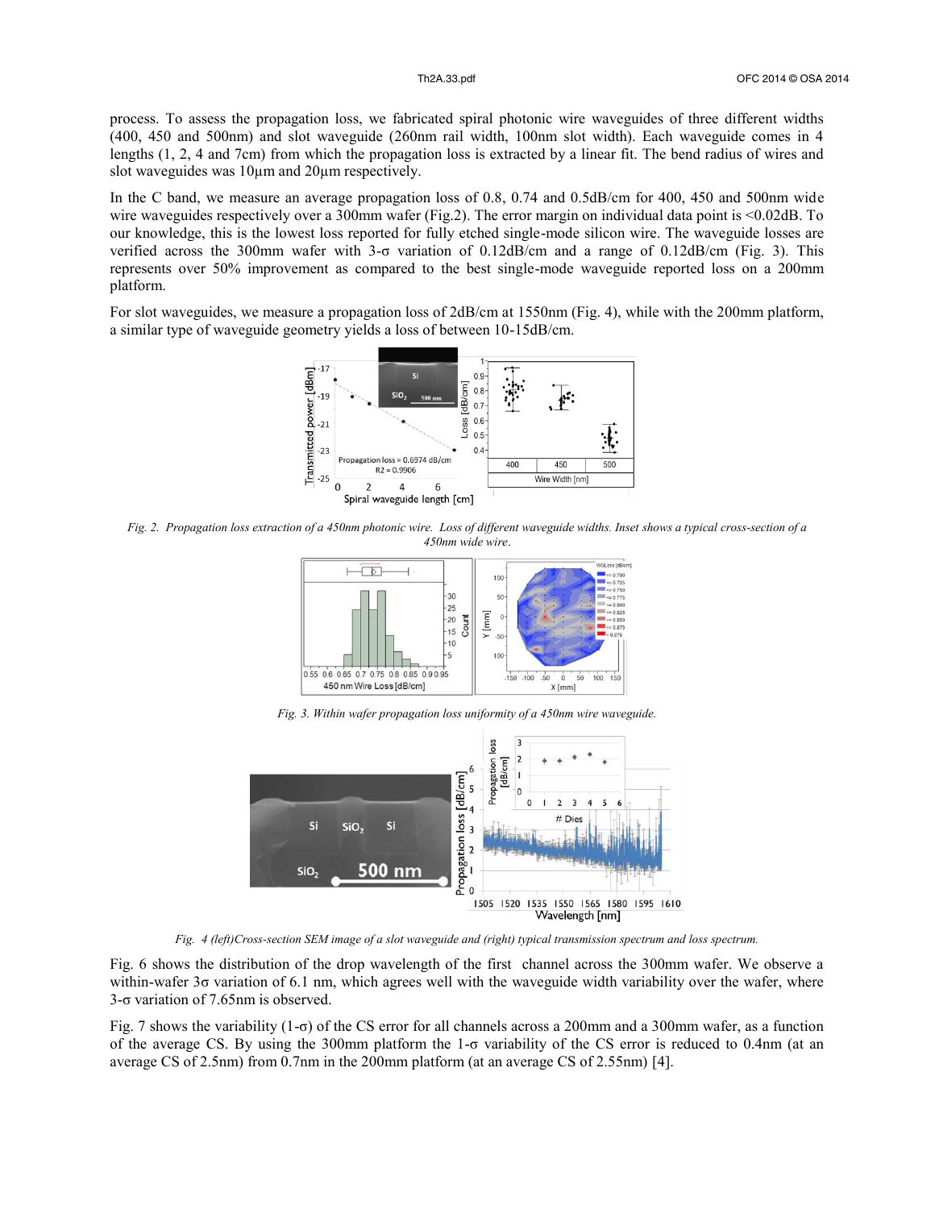process. To assess the propagation loss, we fabricated spiral photonic wire waveguides of three different widths (400, 450 and 500nm) and slot waveguide (260nm rail width, 100nm slot width). Each waveguide comes in 4 lengths (1, 2, 4 and 7cm) from which the propagation loss is extracted by a linear fit. The bend radius of wires and slot waveguides was 10µm and 20µm respectively.

In the C band, we measure an average propagation loss of 0.8, 0.74 and 0.5dB/cm for 400, 450 and 500nm wide wire waveguides respectively over a 300mm wafer (Fig.2). The error margin on individual data point is <0.02dB. To our knowledge, this is the lowest loss reported for fully etched single-mode silicon wire. The waveguide losses are verified across the 300mm wafer with 3-σ variation of 0.12dB/cm and a range of 0.12dB/cm (Fig. 3). This represents over 50% improvement as compared to the best single-mode waveguide reported loss on a 200mm platform.

For slot waveguides, we measure a propagation loss of 2dB/cm at 1550nm (Fig. 4), while with the 200mm platform, a similar type of waveguide geometry yields a loss of between 10-15dB/cm.

*Fig. 2. Propagation loss extraction of a 450nm photonic wire. Loss of different waveguide widths. Inset shows a typical cross-section of a 450nm wide wire.*

*Fig. 3. Within wafer propagation loss uniformity of a 450nm wire waveguide.*

*Fig. 4 (left)Cross-section SEM image of a slot waveguide and (right) typical transmission spectrum and loss spectrum.*

Fig. 6 shows the distribution of the drop wavelength of the first channel across the 300mm wafer. We observe a within-wafer 3σ variation of 6.1 nm, which agrees well with the waveguide width variability over the wafer, where 3-σ variation of 7.65nm is observed.

Fig. 7 shows the variability (1-σ) of the CS error for all channels across a 200mm and a 300mm wafer, as a function of the average CS. By using the 300mm platform the 1-σ variability of the CS error is reduced to 0.4nm (at an average CS of 2.5nm) from 0.7nm in the 200mm platform (at an average CS of 2.55nm) [4].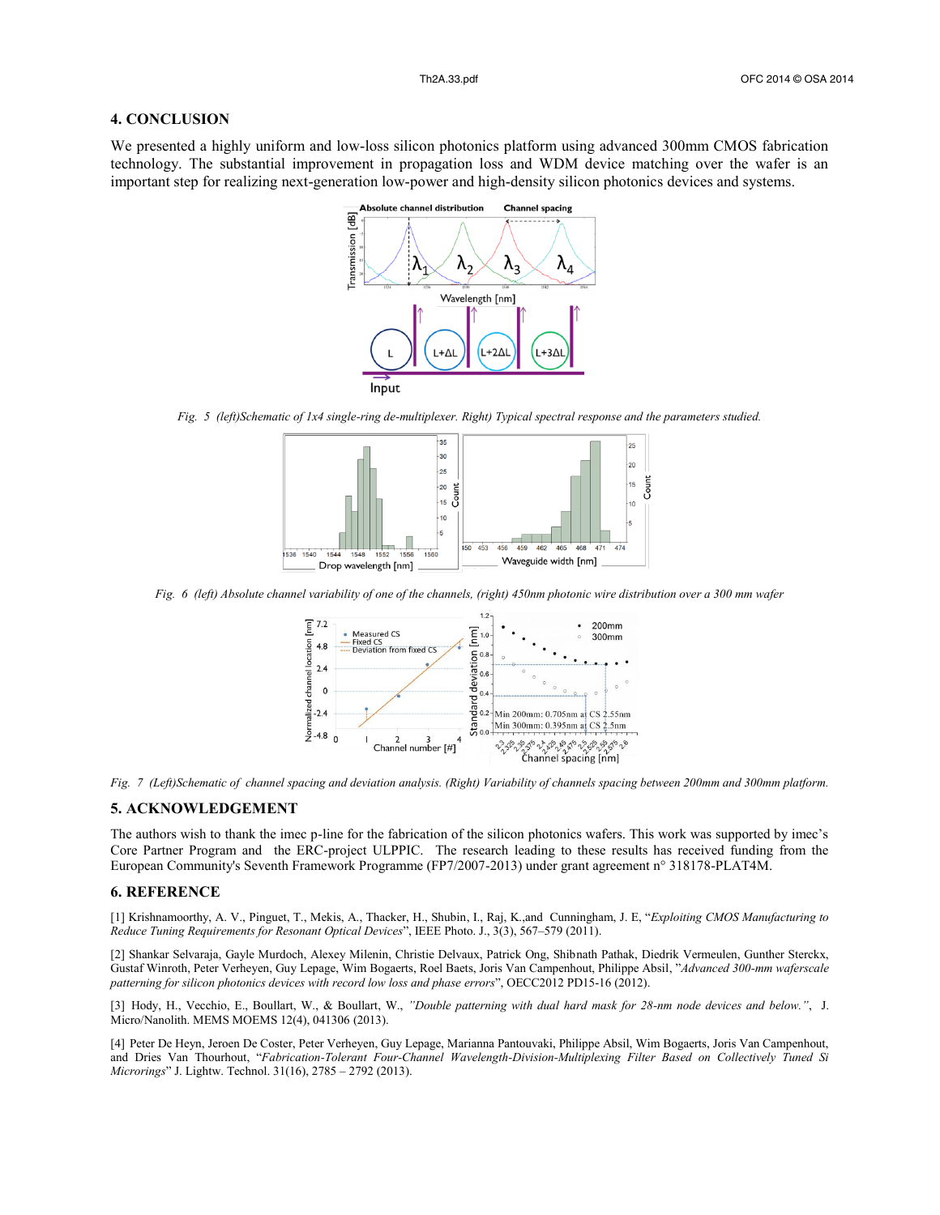## 4. CONCLUSION

We presented a highly uniform and low-loss silicon photonics platform using advanced 300mm CMOS fabrication technology. The substantial improvement in propagation loss and WDM device matching over the wafer is an important step for realizing next-generation low-power and high-density silicon photonics devices and systems.

Absolute channel distribution

Channel spacing

Transmission [dB]

$\lambda_1$ $\lambda_2$ $\lambda_3$ $\lambda_4$

Wavelength [nm]

L L+ΔL L+2ΔL L+3ΔL

Input

*Fig. 5 (left)Schematic of 1x4 single-ring de-multiplexer. Right) Typical spectral response and the parameters studied.*

35 30 25 20 15 10 5

Count

1536 1540 1544 1548 1552 1556 1560

Drop wavelength [nm]

25 20 15 10 5

Count

450 453 456 459 462 465 468 471 474

Waveguide width [nm]

*Fig. 6 (left) Absolute channel variability of one of the channels, (right) 450nm photonic wire distribution over a 300 mm wafer*

Normalized channel location [nm]

7.2 4.8 2.4 0 -2.4 -4.8

Measured CS

Fixed CS

Deviation from fixed CS

0 1 2 3 4

Channel number [#]

Standard deviation [nm]

1.2 1.0 0.8 0.6 0.4 0.2 0.0

200mm

300mm

Min 200mm: 0.705nm at CS 2.55nm

Min 300mm: 0.395nm at CS 2.5nm

2.3 2.325 2.35 2.375 2.4 2.425 2.45 2.475 2.5 2.525 2.55 2.575 2.6

Channel spacing [nm]

*Fig. 7 (Left)Schematic of channel spacing and deviation analysis. (Right) Variability of channels spacing between 200mm and 300mm platform.*

## 5. ACKNOWLEDGEMENT

The authors wish to thank the imec p-line for the fabrication of the silicon photonics wafers. This work was supported by imec's Core Partner Program and the ERC-project ULPPIC. The research leading to these results has received funding from the European Community's Seventh Framework Programme (FP7/2007-2013) under grant agreement n° 318178-PLAT4M.

## 6. REFERENCE

[1] Krishnamoorthy, A. V., Pinguet, T., Mekis, A., Thacker, H., Shubin, I., Raj, K.,and Cunningham, J. E, "*Exploiting CMOS Manufacturing to Reduce Tuning Requirements for Resonant Optical Devices*", IEEE Photo. J., 3(3), 567–579 (2011).

[2] Shankar Selvaraja, Gayle Murdoch, Alexey Milenin, Christie Delvaux, Patrick Ong, Shibnath Pathak, Diedrik Vermeulen, Gunther Sterckx, Gustaf Winroth, Peter Verheyen, Guy Lepage, Wim Bogaerts, Roel Baets, Joris Van Campenhout, Philippe Absil, "*Advanced 300-mm waferscale patterning for silicon photonics devices with record low loss and phase errors*", OECC2012 PD15-16 (2012).

[3] Hody, H., Vecchio, E., Boullart, W., & Boullart, W., *"Double patterning with dual hard mask for 28-nm node devices and below."*, J. Micro/Nanolith. MEMS MOEMS 12(4), 041306 (2013).

[4] Peter De Heyn, Jeroen De Coster, Peter Verheyen, Guy Lepage, Marianna Pantouvaki, Philippe Absil, Wim Bogaerts, Joris Van Campenhout, and Dries Van Thourhout, "*Fabrication-Tolerant Four-Channel Wavelength-Division-Multiplexing Filter Based on Collectively Tuned Si Microrings*" J. Lightw. Technol. 31(16), 2785 – 2792 (2013).